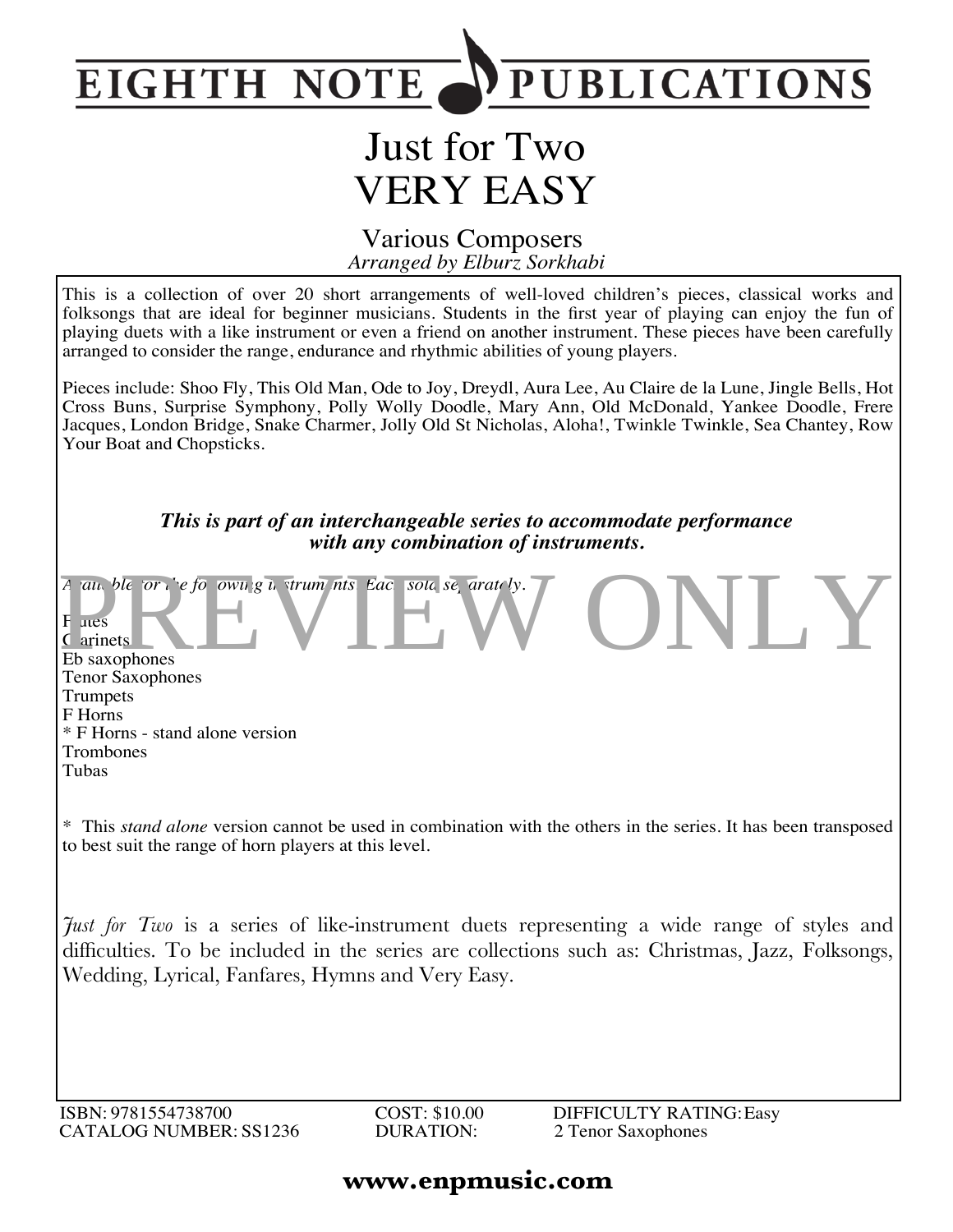# EIGHTH NOTE PUBLICATIONS

# Just for Two
# VERY EASY

## Various Composers

*Arranged by Elburz Sorkhabi*

This is a collection of over 20 short arrangements of well-loved children's pieces, classical works and folksongs that are ideal for beginner musicians. Students in the first year of playing can enjoy the fun of playing duets with a like instrument or even a friend on another instrument. These pieces have been carefully arranged to consider the range, endurance and rhythmic abilities of young players.

Pieces include: Shoo Fly, This Old Man, Ode to Joy, Dreydl, Aura Lee, Au Claire de la Lune, Jingle Bells, Hot Cross Buns, Surprise Symphony, Polly Wolly Doodle, Mary Ann, Old McDonald, Yankee Doodle, Frere Jacques, London Bridge, Snake Charmer, Jolly Old St Nicholas, Aloha!, Twinkle Twinkle, Sea Chantey, Row Your Boat and Chopsticks.

***This is part of an interchangeable series to accommodate performance with any combination of instruments.***

*Available for the following instruments. Each sold separately.*

Flutes
Clarinets
Eb saxophones
Tenor Saxophones
Trumpets
F Horns
* F Horns - stand alone version
Trombones
Tubas

* This *stand alone* version cannot be used in combination with the others in the series. It has been transposed to best suit the range of horn players at this level.

*Just for Two* is a series of like-instrument duets representing a wide range of styles and difficulties. To be included in the series are collections such as: Christmas, Jazz, Folksongs, Wedding, Lyrical, Fanfares, Hymns and Very Easy.

ISBN: 9781554738700
CATALOG NUMBER: SS1236
COST: $10.00
DURATION:
DIFFICULTY RATING: Easy
2 Tenor Saxophones

**www.enpmusic.com**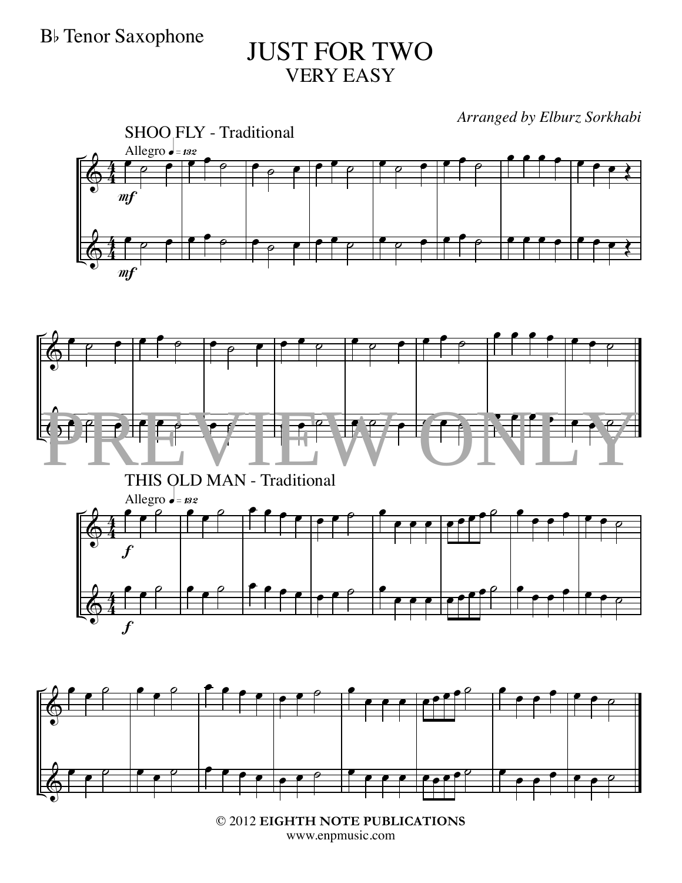B♭ Tenor Saxophone

# JUST FOR TWO

## VERY EASY

*Arranged by Elburz Sorkhabi*

SHOO FLY - Traditional

Allegro ♩ = 132

*mf*

*mf*

PREVIEW ONLY

THIS OLD MAN - Traditional

Allegro ♩ = 132

*f*

*f*

© 2012 **EIGHTH NOTE PUBLICATIONS**
www.enpmusic.com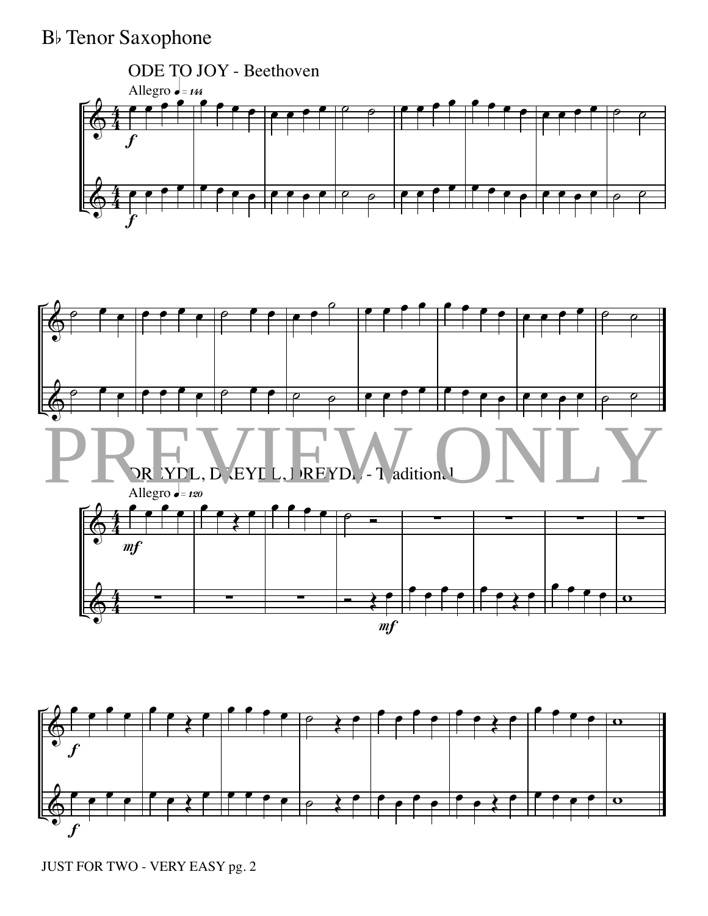# B♭ Tenor Saxophone

## ODE TO JOY - Beethoven

Allegro ♩= 144

## DREYDL, DREYDL, DREYDL - Traditional

Allegro ♩= 120

PREVIEW ONLY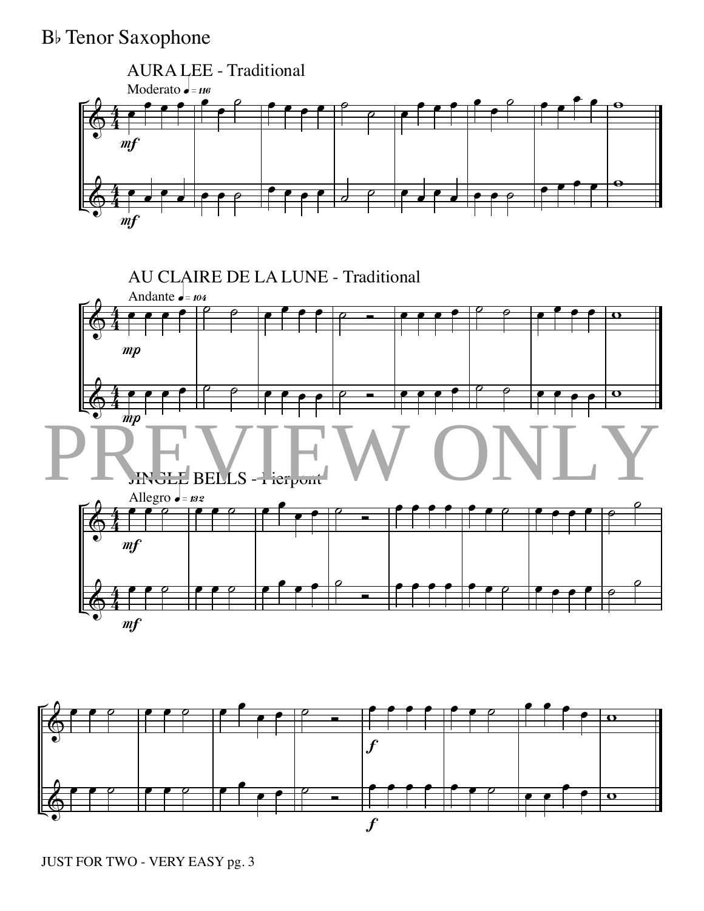# B♭ Tenor Saxophone

## AURA LEE - Traditional

Moderato ♩ = 116

*mf*

*mf*

## AU CLAIRE DE LA LUNE - Traditional

Andante ♩ = 104

*mp*

*mp*

PREVIEW ONLY

## JINGLE BELLS - Pierpont

Allegro ♩ = 132

*mf*

*mf*

*f*

*f*

JUST FOR TWO - VERY EASY pg. 3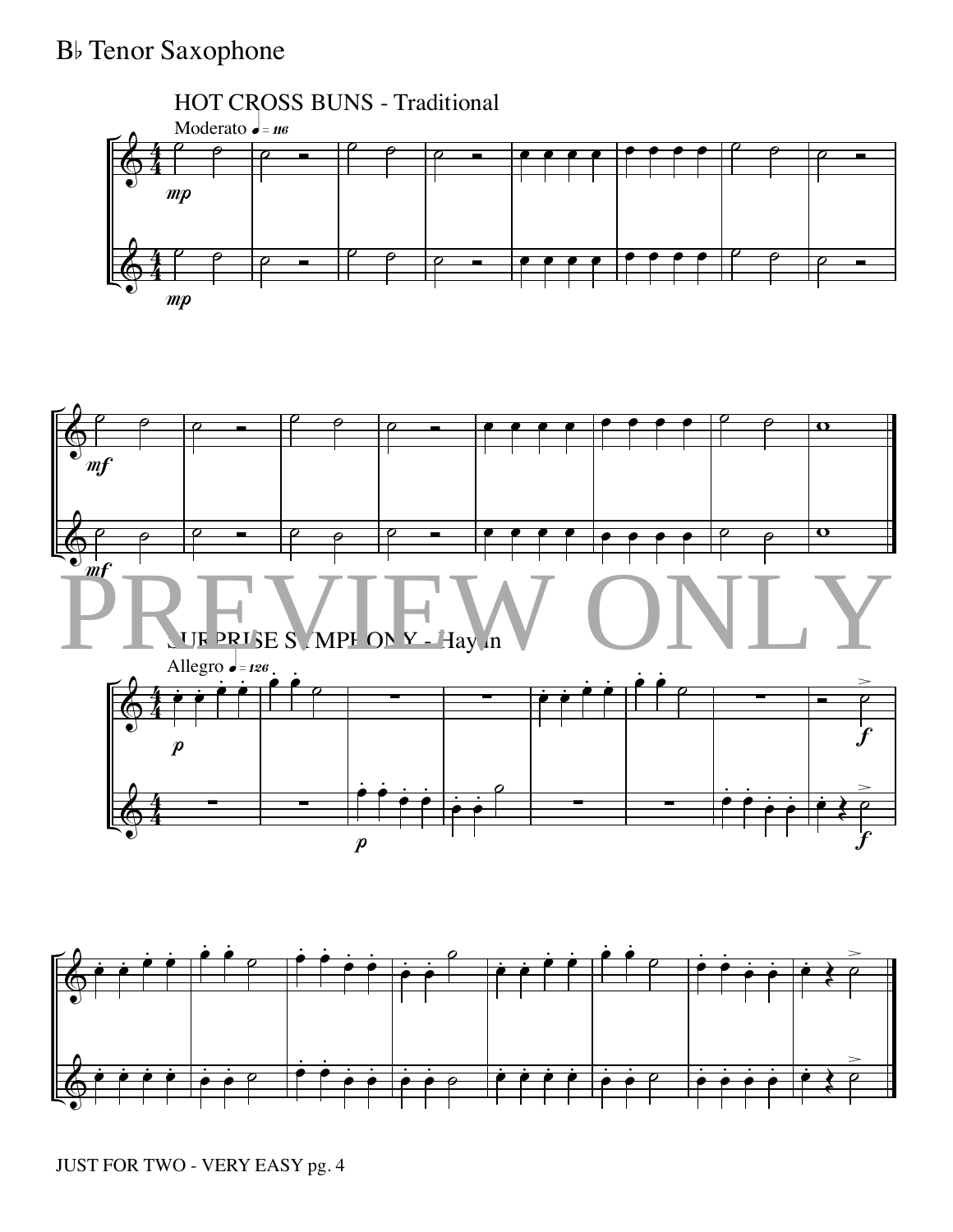# B♭ Tenor Saxophone

## HOT CROSS BUNS - Traditional

Moderato ♩ = 116

*mp*

*mf*

PREVIEW ONLY

## SURPRISE SYMPHONY - Haydn

Allegro ♩ = 126

*p*

*f*

JUST FOR TWO - VERY EASY pg. 4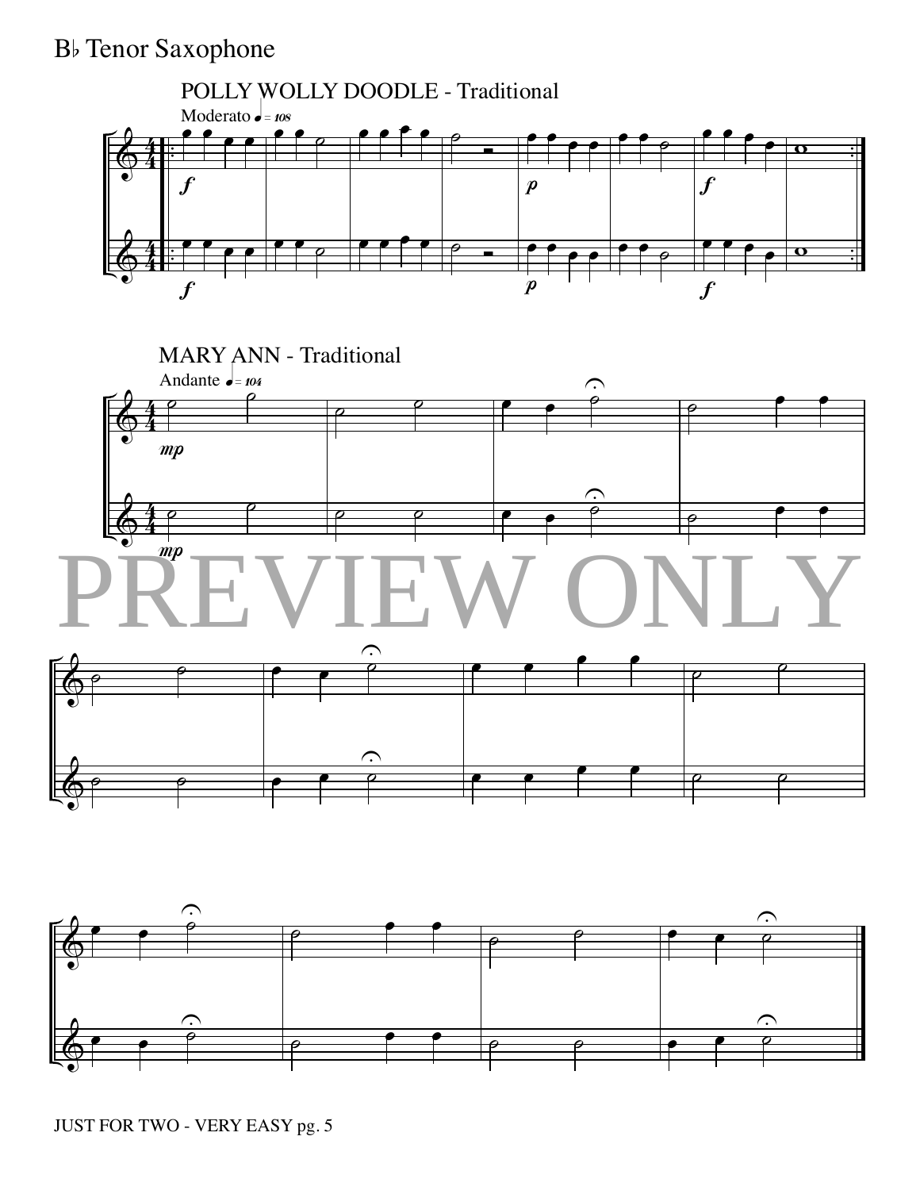B♭ Tenor Saxophone

POLLY WOLLY DOODLE - Traditional

Moderato ♩ = 108

MARY ANN - Traditional

Andante ♩ = 104

PREVIEW ONLY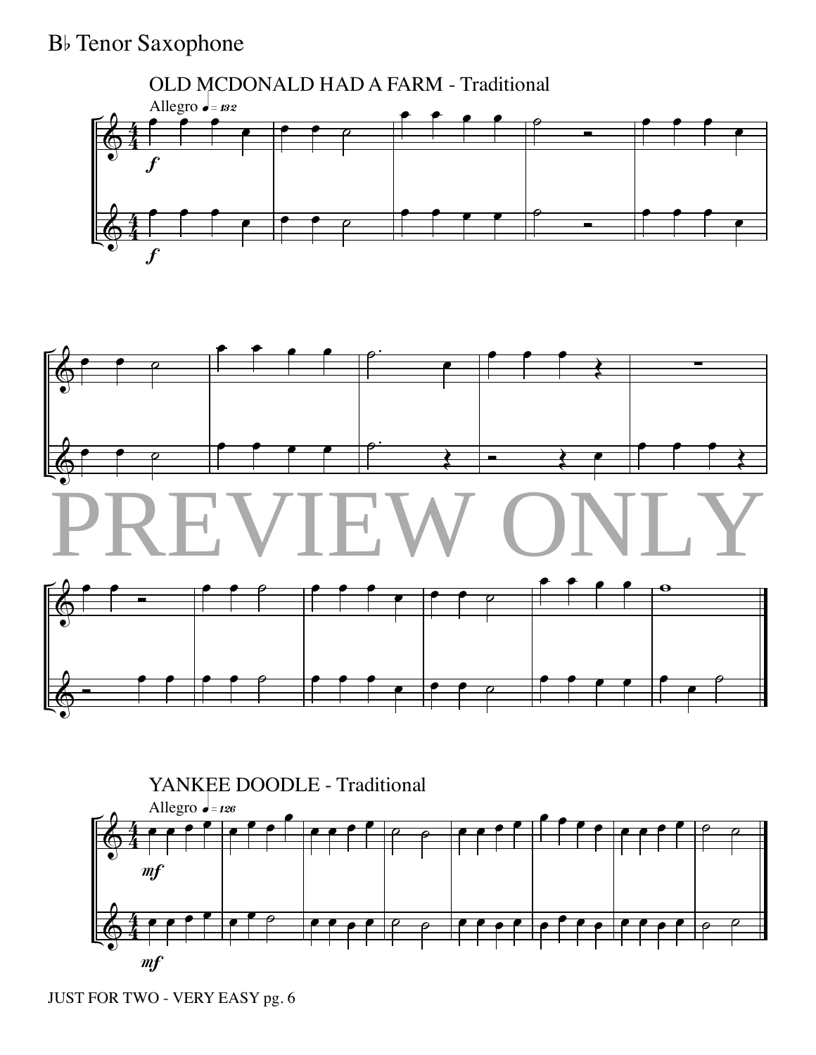# B♭ Tenor Saxophone

OLD MCDONALD HAD A FARM - Traditional

Allegro ♩ = 132

*f*

*f*

PREVIEW ONLY

YANKEE DOODLE - Traditional

Allegro ♩ = 126

*mf*

*mf*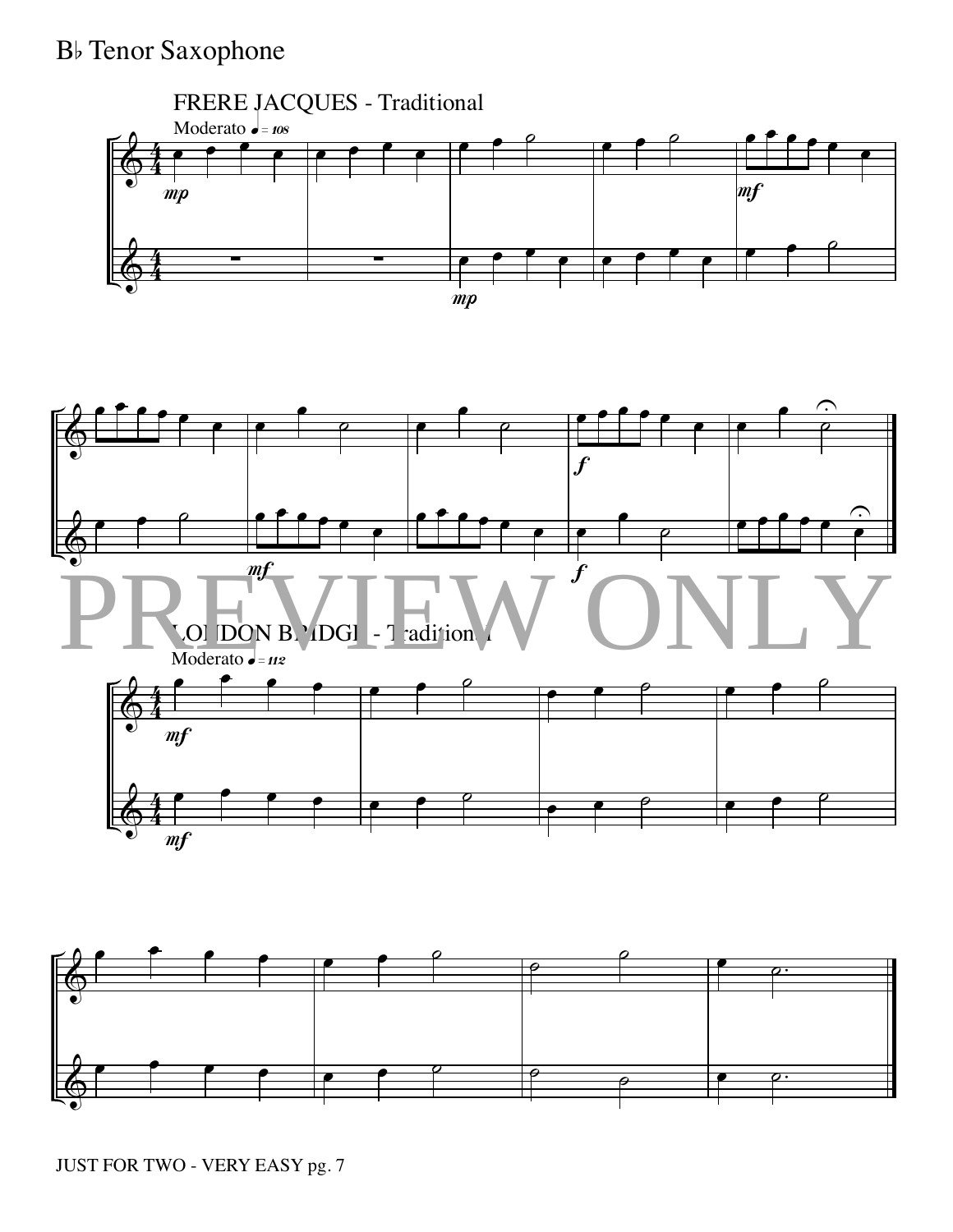B♭ Tenor Saxophone

FRERE JACQUES - Traditional

Moderato ♩ = 108

LONDON BRIDGE - Traditional

Moderato ♩ = 112

JUST FOR TWO - VERY EASY pg. 7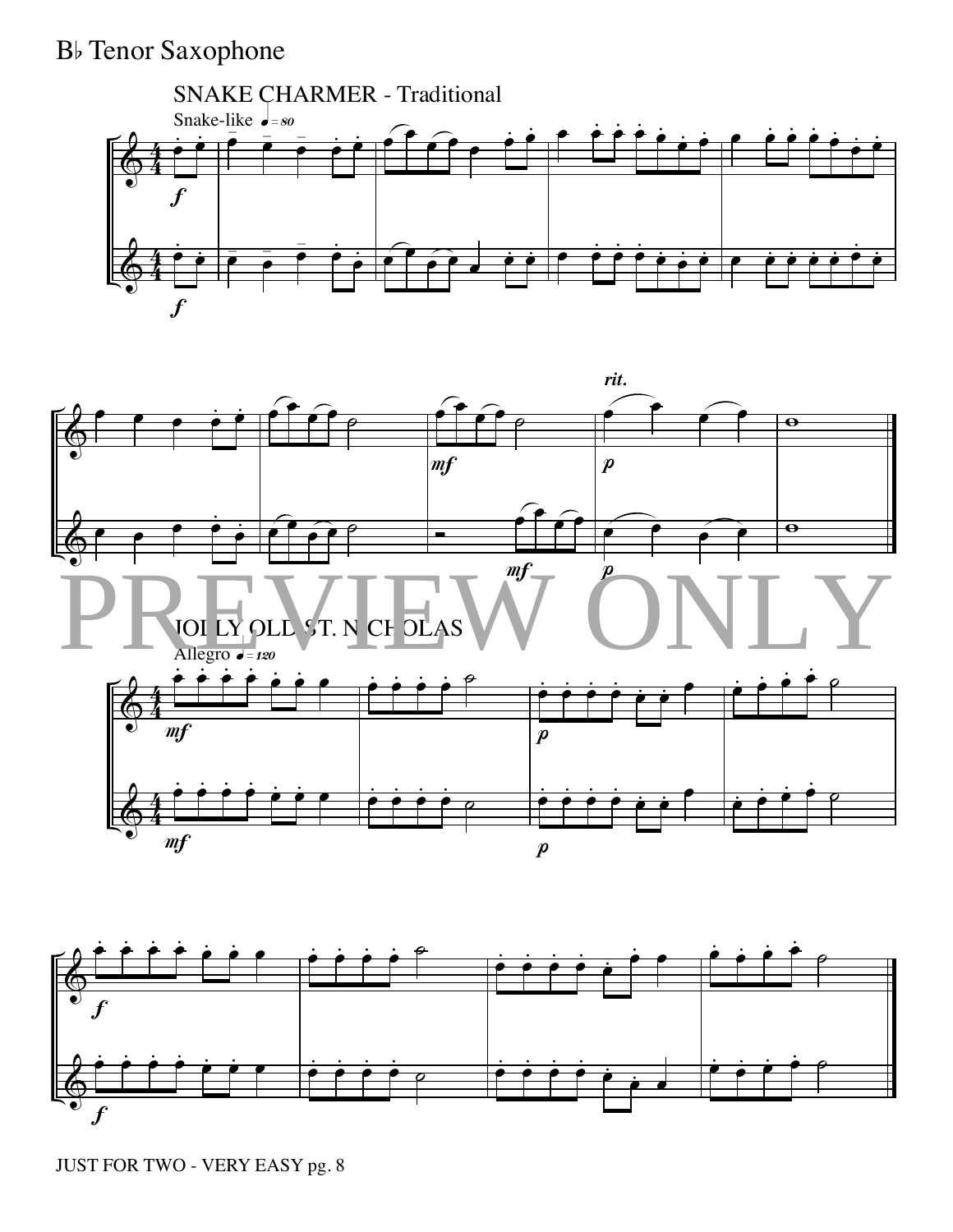B♭ Tenor Saxophone

## SNAKE CHARMER - Traditional

Snake-like ♩ = 80

*f*

*mf*

*rit.*

*p*

PREVIEW ONLY

## JOLLY OLD ST. NICHOLAS

Allegro ♩ = 120

*mf*

*p*

*f*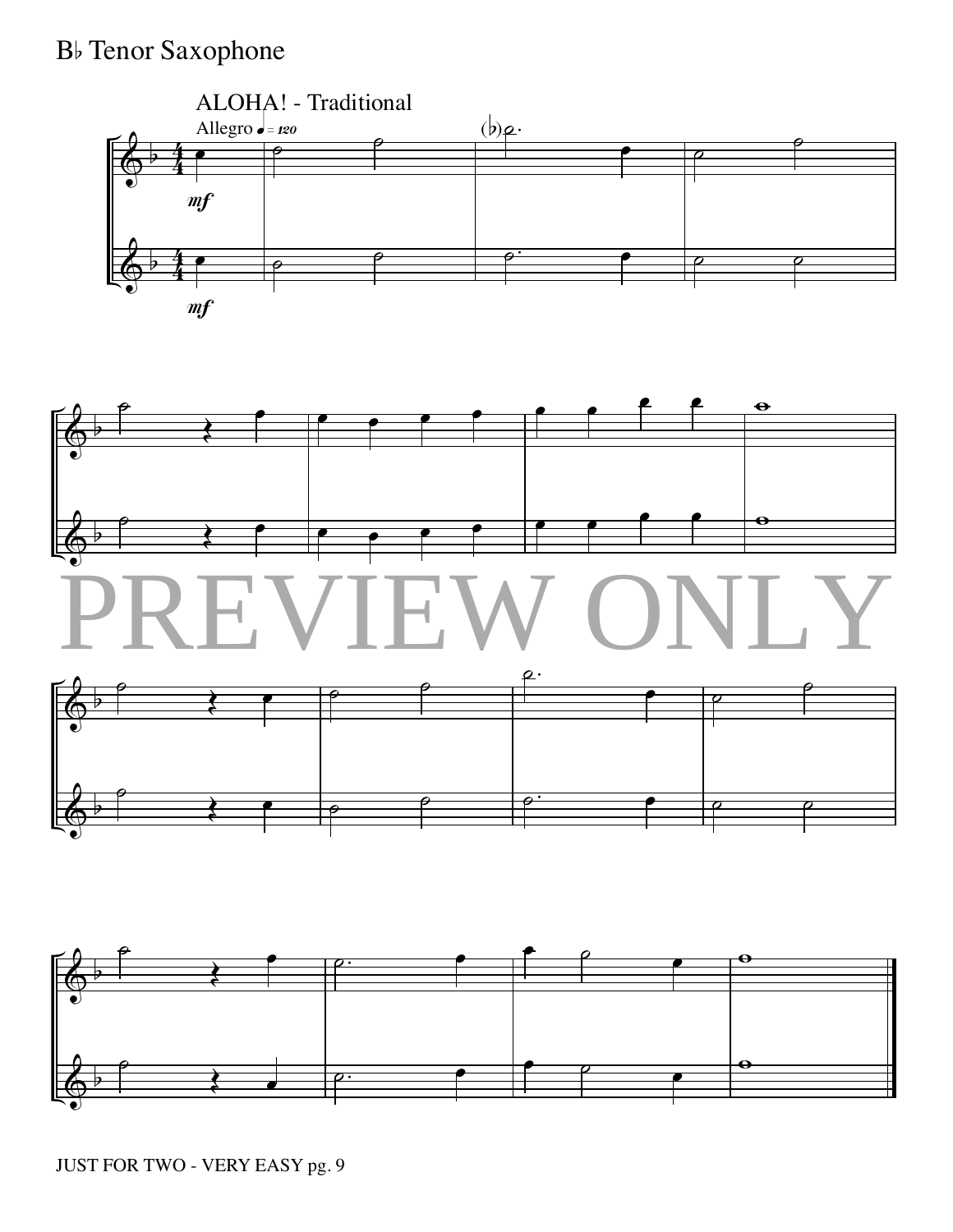B♭ Tenor Saxophone

ALOHA! - Traditional

Allegro ♩= 120

PREVIEW ONLY

JUST FOR TWO - VERY EASY pg. 9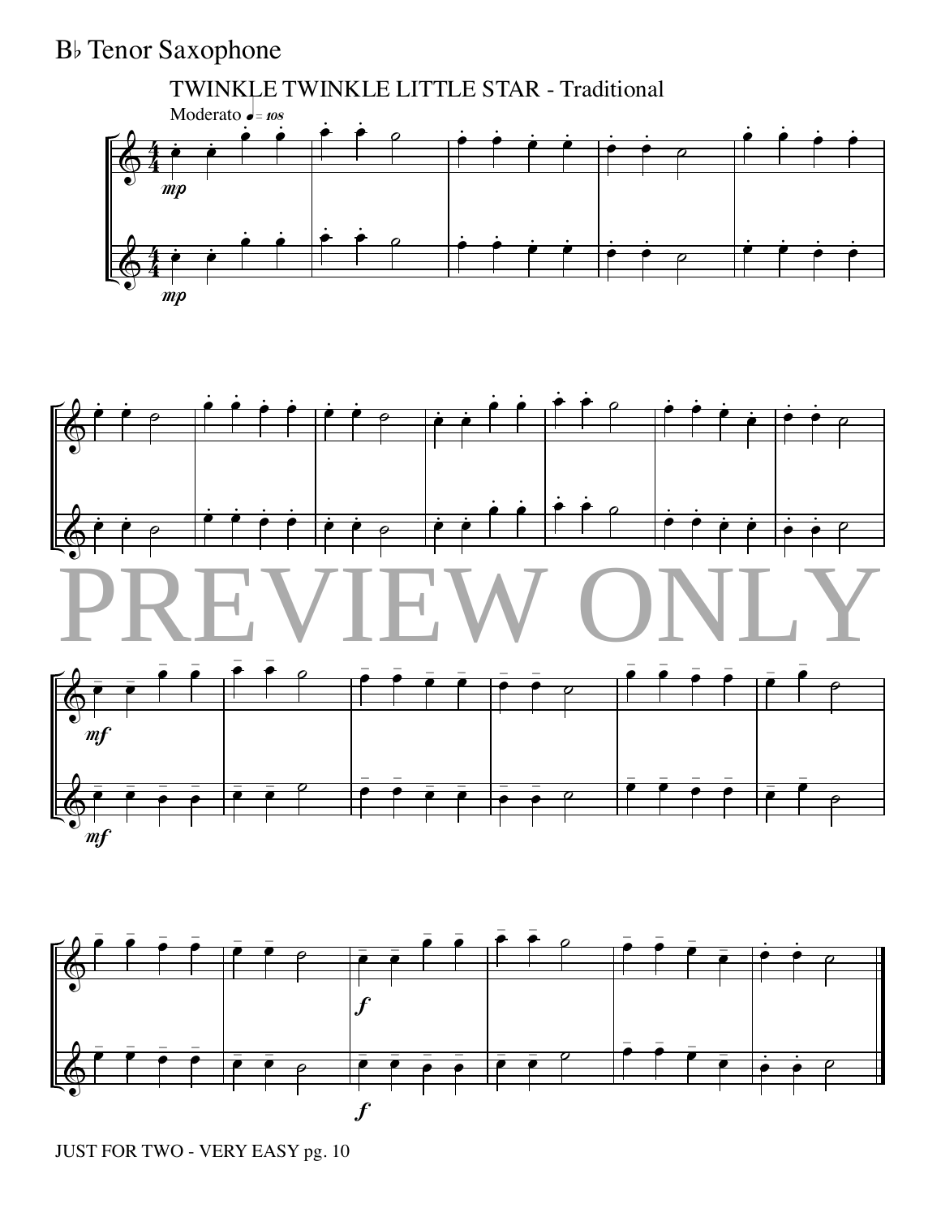# B♭ Tenor Saxophone

## TWINKLE TWINKLE LITTLE STAR - Traditional

Moderato ♩ = 108

*mp*

*mp*

PREVIEW ONLY

*mf*

*mf*

*f*

*f*

JUST FOR TWO - VERY EASY pg. 10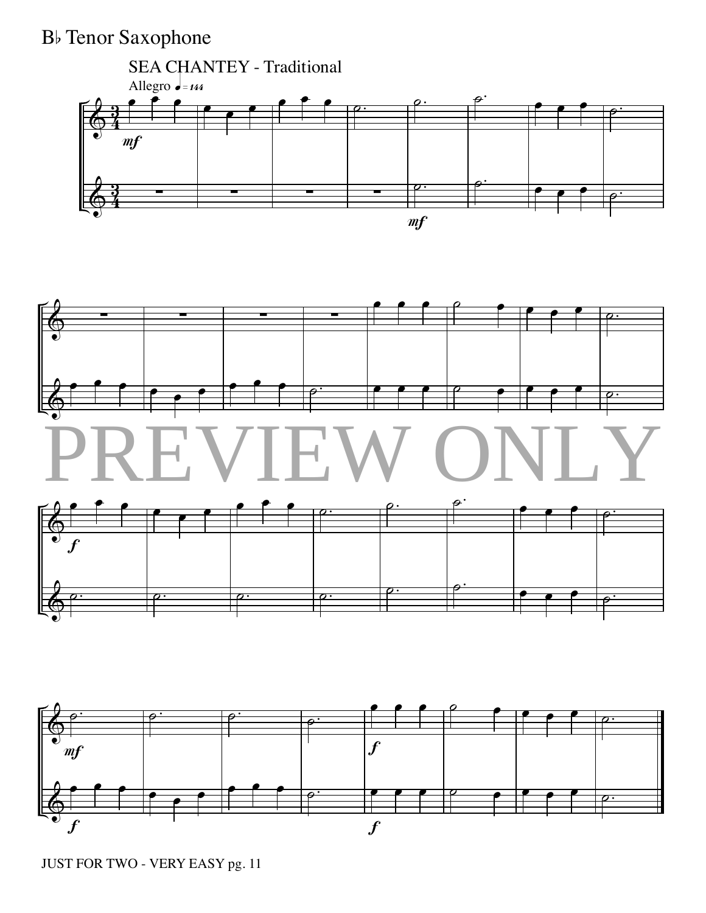B♭ Tenor Saxophone

SEA CHANTEY - Traditional

Allegro ♩= 144

PREVIEW ONLY

JUST FOR TWO - VERY EASY pg. 11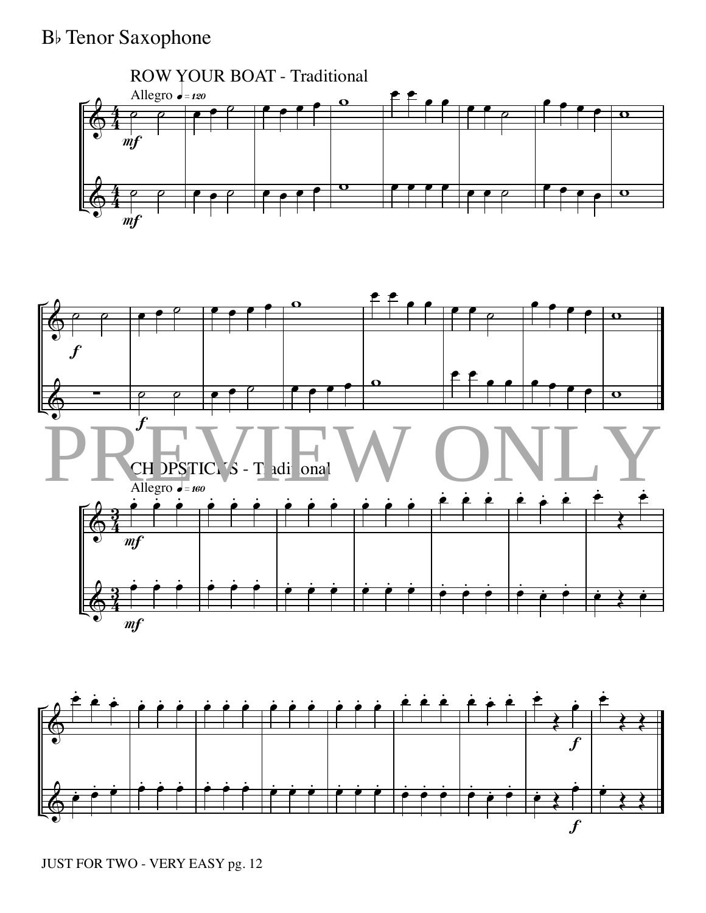# B♭ Tenor Saxophone

## ROW YOUR BOAT - Traditional

Allegro ♩ = 120

*mf*

*mf*

*f*

*f*

PREVIEW ONLY

## CHOPSTICKS - Traditional

Allegro ♩ = 160

*mf*

*mf*

*f*

*f*

JUST FOR TWO - VERY EASY pg. 12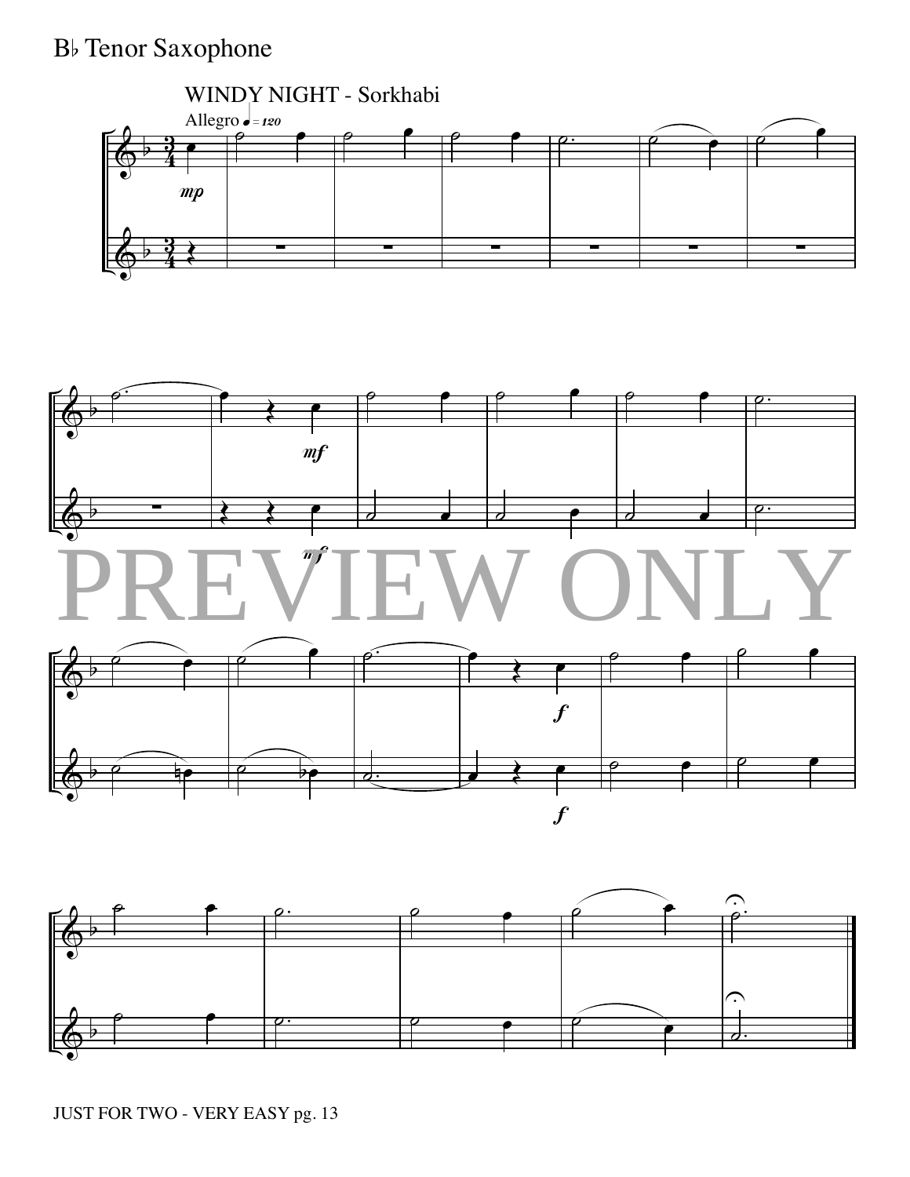B♭ Tenor Saxophone

WINDY NIGHT - Sorkhabi

Allegro ♩= 120

JUST FOR TWO - VERY EASY pg. 13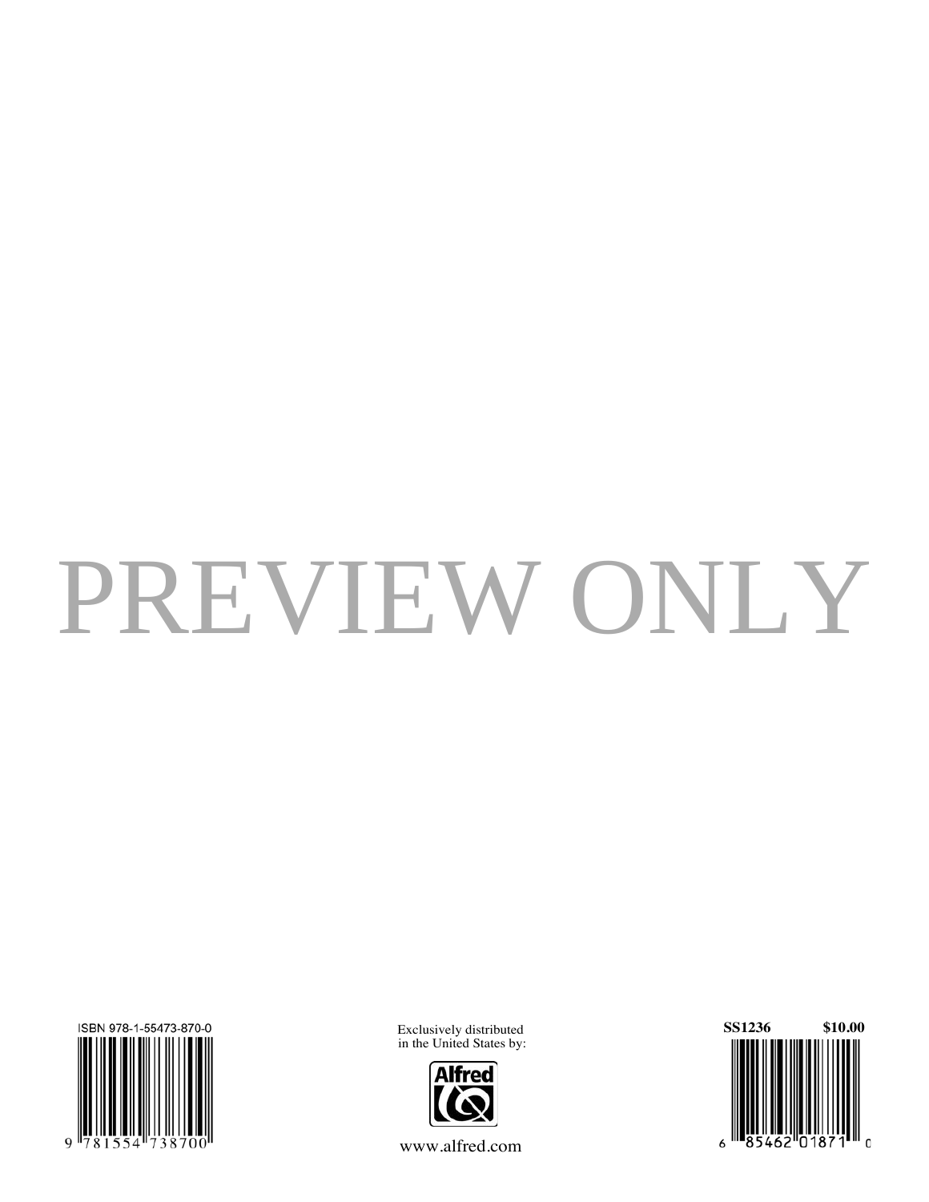PREVIEW ONLY

ISBN 978-1-55473-870-0

9 781554 738700

Exclusively distributed
in the United States by:

Alfred

www.alfred.com

**SS1236** **$10.00**

6 85462 01871 0